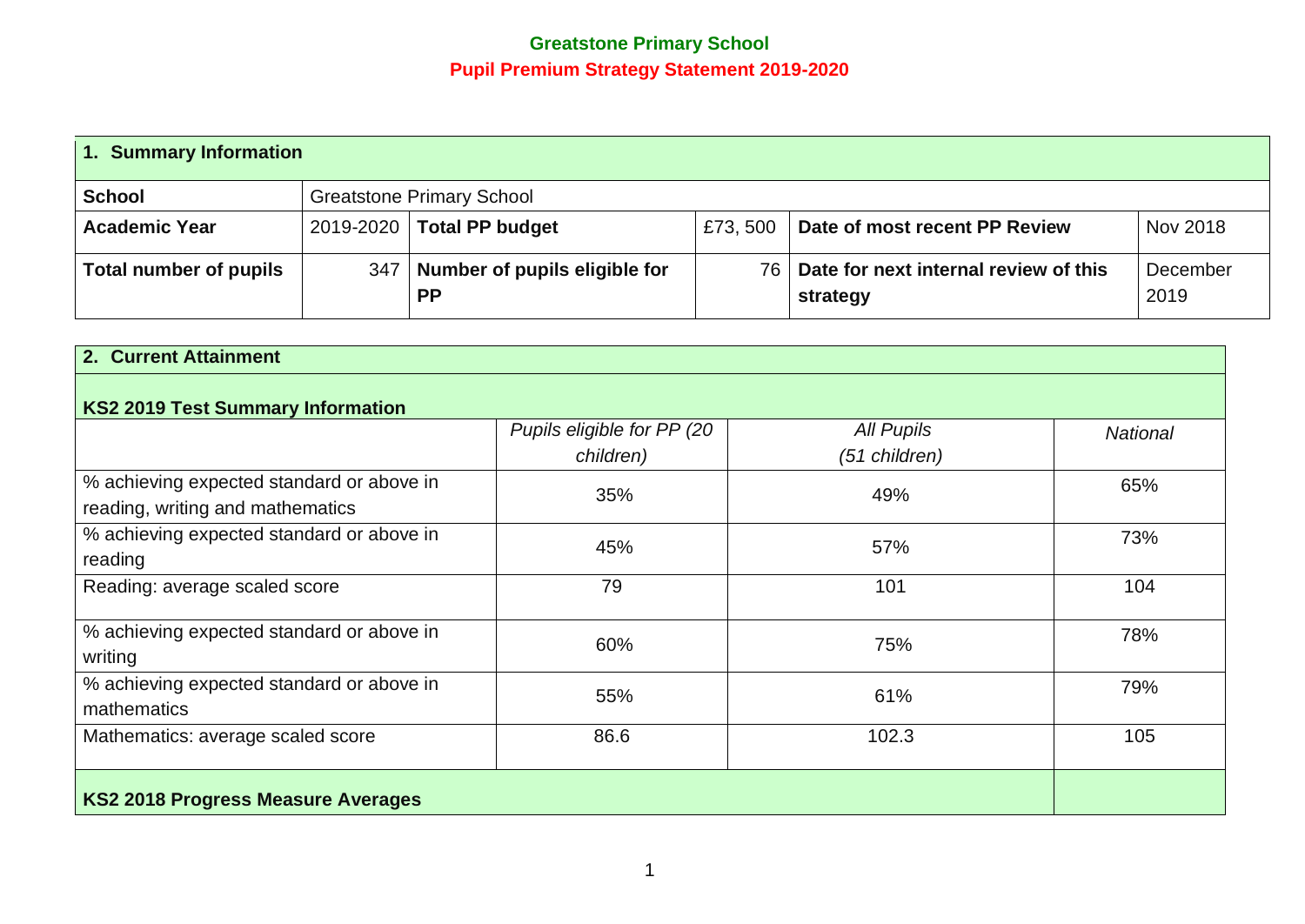**Greatstone Primary School**

**Pupil Premium Strategy Statement 2019-2020**

| **1. Summary Information** | | | | | |
|---|---|---|---|---|---|
| **School** | Greatstone Primary School | | | | |
| **Academic Year** | 2019-2020 | **Total PP budget** | £73, 500 | **Date of most recent PP Review** | Nov 2018 |
| **Total number of pupils** | 347 | **Number of pupils eligible for PP** | 76 | **Date for next internal review of this strategy** | December 2019 |

| **2. Current Attainment** | | | |
|---|---|---|---|
| **KS2 2019 Test Summary Information** | | | |
| | *Pupils eligible for PP (20 children)* | *All Pupils (51 children)* | *National* |
| % achieving expected standard or above in reading, writing and mathematics | 35% | 49% | 65% |
| % achieving expected standard or above in reading | 45% | 57% | 73% |
| Reading: average scaled score | 79 | 101 | 104 |
| % achieving expected standard or above in writing | 60% | 75% | 78% |
| % achieving expected standard or above in mathematics | 55% | 61% | 79% |
| Mathematics: average scaled score | 86.6 | 102.3 | 105 |
| **KS2 2018 Progress Measure Averages** | | | |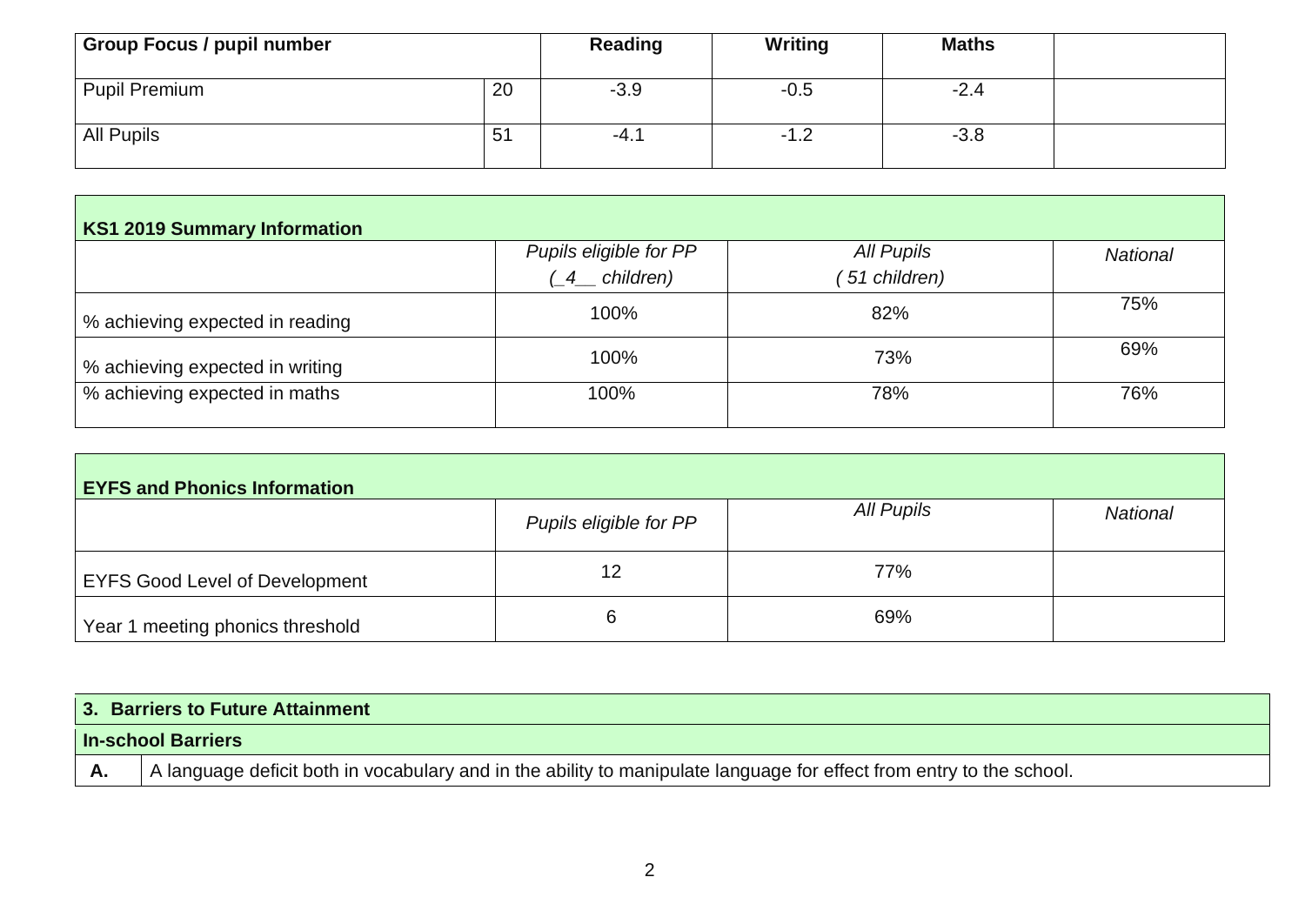| Group Focus / pupil number | | Reading | Writing | Maths | |
|---|---|---|---|---|---|
| Pupil Premium | 20 | -3.9 | -0.5 | -2.4 | |
| All Pupils | 51 | -4.1 | -1.2 | -3.8 | |

| **KS1 2019 Summary Information** | | | |
|---|---|---|---|
| | *Pupils eligible for PP (_4__ children)* | *All Pupils ( 51 children)* | *National* |
| % achieving expected in reading | 100% | 82% | 75% |
| % achieving expected in writing | 100% | 73% | 69% |
| % achieving expected in maths | 100% | 78% | 76% |

| **EYFS and Phonics Information** | | | |
|---|---|---|---|
| | *Pupils eligible for PP* | *All Pupils* | *National* |
| EYFS Good Level of Development | 12 | 77% | |
| Year 1 meeting phonics threshold | 6 | 69% | |

| **3. Barriers to Future Attainment** | |
|---|---|
| **In-school Barriers** | |
| **A.** | A language deficit both in vocabulary and in the ability to manipulate language for effect from entry to the school. |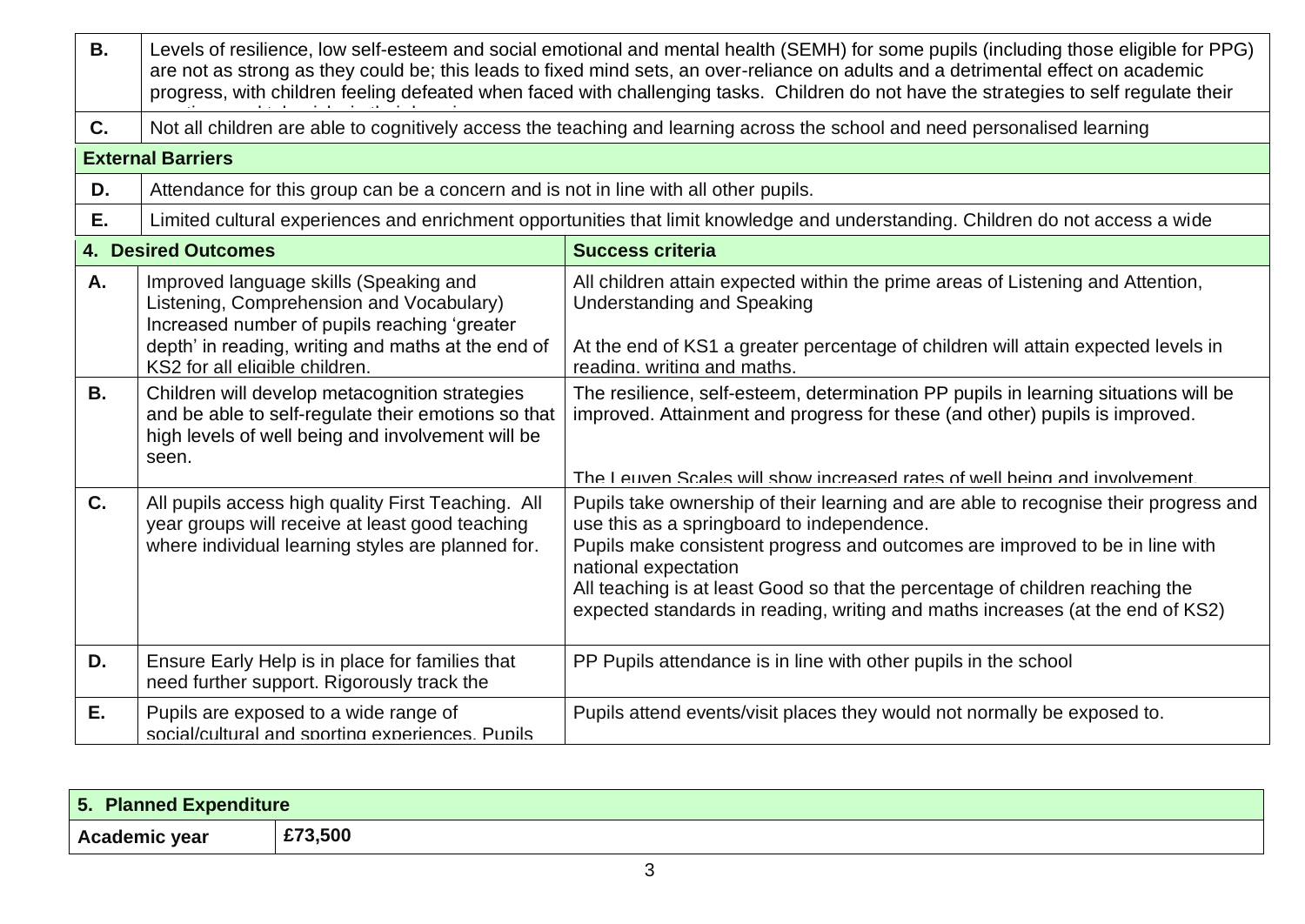| | |
|---|---|
| **B.** | Levels of resilience, low self-esteem and social emotional and mental health (SEMH) for some pupils (including those eligible for PPG) are not as strong as they could be; this leads to fixed mind sets, an over-reliance on adults and a detrimental effect on academic progress, with children feeling defeated when faced with challenging tasks. Children do not have the strategies to self regulate their |
| **C.** | Not all children are able to cognitively access the teaching and learning across the school and need personalised learning |
| **External Barriers** | |
| **D.** | Attendance for this group can be a concern and is not in line with all other pupils. |
| **E.** | Limited cultural experiences and enrichment opportunities that limit knowledge and understanding. Children do not access a wide |

| **4. Desired Outcomes** | | **Success criteria** |
|---|---|---|
| **A.** | Improved language skills (Speaking and Listening, Comprehension and Vocabulary) Increased number of pupils reaching 'greater depth' in reading, writing and maths at the end of KS2 for all eligible children. | All children attain expected within the prime areas of Listening and Attention, Understanding and Speaking<br><br>At the end of KS1 a greater percentage of children will attain expected levels in reading, writing and maths. |
| **B.** | Children will develop metacognition strategies and be able to self-regulate their emotions so that high levels of well being and involvement will be seen. | The resilience, self-esteem, determination PP pupils in learning situations will be improved. Attainment and progress for these (and other) pupils is improved.<br><br>The Leuven Scales will show increased rates of well being and involvement. |
| **C.** | All pupils access high quality First Teaching. All year groups will receive at least good teaching where individual learning styles are planned for. | Pupils take ownership of their learning and are able to recognise their progress and use this as a springboard to independence.<br>Pupils make consistent progress and outcomes are improved to be in line with national expectation<br>All teaching is at least Good so that the percentage of children reaching the expected standards in reading, writing and maths increases (at the end of KS2) |
| **D.** | Ensure Early Help is in place for families that need further support. Rigorously track the | PP Pupils attendance is in line with other pupils in the school |
| **E.** | Pupils are exposed to a wide range of social/cultural and sporting experiences. Pupils | Pupils attend events/visit places they would not normally be exposed to. |

| **5. Planned Expenditure** | |
|---|---|
| **Academic year** | **£73,500** |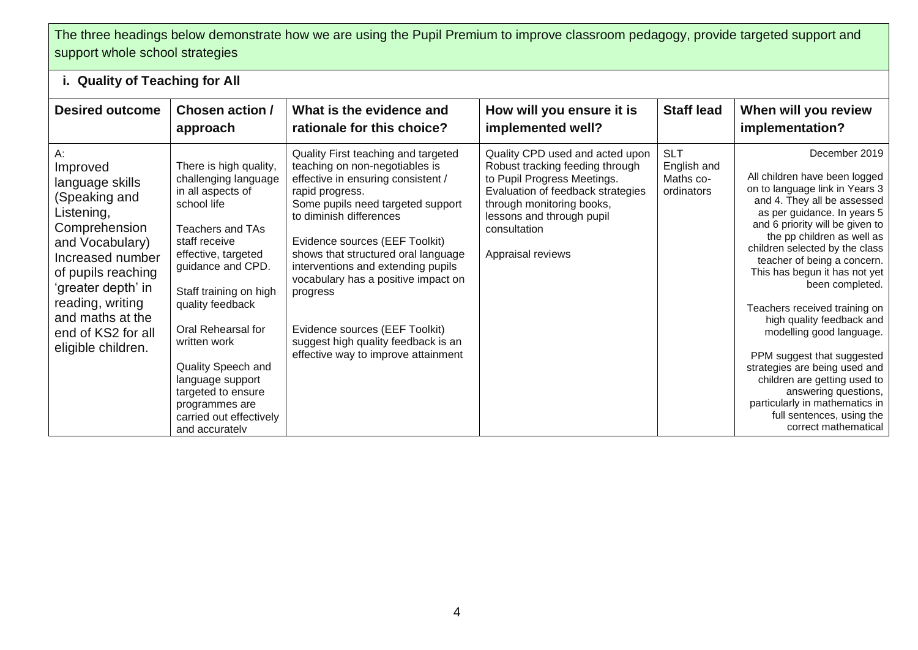The three headings below demonstrate how we are using the Pupil Premium to improve classroom pedagogy, provide targeted support and support whole school strategies

### i. Quality of Teaching for All

| Desired outcome | Chosen action / approach | What is the evidence and rationale for this choice? | How will you ensure it is implemented well? | Staff lead | When will you review implementation? |
|---|---|---|---|---|---|
| A: Improved language skills (Speaking and Listening, Comprehension and Vocabulary) Increased number of pupils reaching 'greater depth' in reading, writing and maths at the end of KS2 for all eligible children. | There is high quality, challenging language in all aspects of school life<br><br>Teachers and TAs staff receive effective, targeted guidance and CPD.<br><br>Staff training on high quality feedback<br><br>Oral Rehearsal for written work<br><br>Quality Speech and language support targeted to ensure programmes are carried out effectively and accurately | Quality First teaching and targeted teaching on non-negotiables is effective in ensuring consistent / rapid progress. Some pupils need targeted support to diminish differences<br><br>Evidence sources (EEF Toolkit) shows that structured oral language interventions and extending pupils vocabulary has a positive impact on progress<br><br>Evidence sources (EEF Toolkit) suggest high quality feedback is an effective way to improve attainment | Quality CPD used and acted upon Robust tracking feeding through to Pupil Progress Meetings. Evaluation of feedback strategies through monitoring books, lessons and through pupil consultation<br><br>Appraisal reviews | SLT English and Maths co-ordinators | December 2019<br><br>All children have been logged on to language link in Years 3 and 4. They all be assessed as per guidance. In years 5 and 6 priority will be given to the pp children as well as children selected by the class teacher of being a concern. This has begun it has not yet been completed.<br><br>Teachers received training on high quality feedback and modelling good language.<br><br>PPM suggest that suggested strategies are being used and children are getting used to answering questions, particularly in mathematics in full sentences, using the correct mathematical |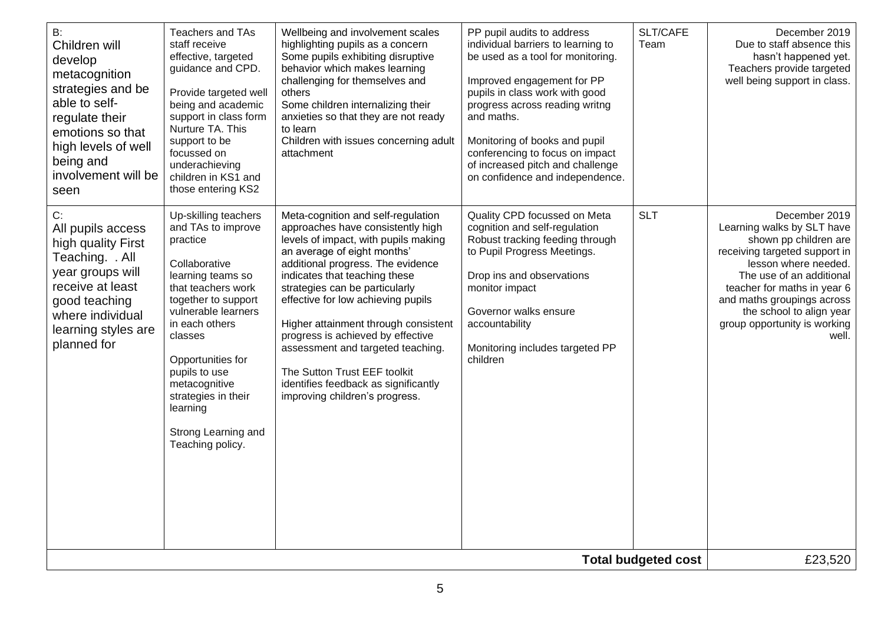| | | | | | |
|---|---|---|---|---|---|
| B:<br>Children will develop metacognition strategies and be able to self-regulate their emotions so that high levels of well being and involvement will be seen | Teachers and TAs staff receive effective, targeted guidance and CPD.<br><br>Provide targeted well being and academic support in class form Nurture TA. This support to be focussed on underachieving children in KS1 and those entering KS2 | Wellbeing and involvement scales highlighting pupils as a concern<br>Some pupils exhibiting disruptive behavior which makes learning challenging for themselves and others<br>Some children internalizing their anxieties so that they are not ready to learn<br>Children with issues concerning adult attachment | PP pupil audits to address individual barriers to learning to be used as a tool for monitoring.<br><br>Improved engagement for PP pupils in class work with good progress across reading writng and maths.<br><br>Monitoring of books and pupil conferencing to focus on impact of increased pitch and challenge on confidence and independence. | SLT/CAFE Team | December 2019<br>Due to staff absence this hasn't happened yet. Teachers provide targeted well being support in class. |
| C:<br>All pupils access high quality First Teaching. . All year groups will receive at least good teaching where individual learning styles are planned for | Up-skilling teachers and TAs to improve practice<br><br>Collaborative learning teams so that teachers work together to support vulnerable learners in each others classes<br><br>Opportunities for pupils to use metacognitive strategies in their learning<br><br>Strong Learning and Teaching policy. | Meta-cognition and self-regulation approaches have consistently high levels of impact, with pupils making an average of eight months' additional progress. The evidence indicates that teaching these strategies can be particularly effective for low achieving pupils<br><br>Higher attainment through consistent progress is achieved by effective assessment and targeted teaching.<br><br>The Sutton Trust EEF toolkit identifies feedback as significantly improving children's progress. | Quality CPD focussed on Meta cognition and self-regulation<br>Robust tracking feeding through to Pupil Progress Meetings.<br><br>Drop ins and observations monitor impact<br><br>Governor walks ensure accountability<br><br>Monitoring includes targeted PP children | SLT | December 2019<br>Learning walks by SLT have shown pp children are receiving targeted support in lesson where needed. The use of an additional teacher for maths in year 6 and maths groupings across the school to align year group opportunity is working well. |
| | | | | **Total budgeted cost** | £23,520 |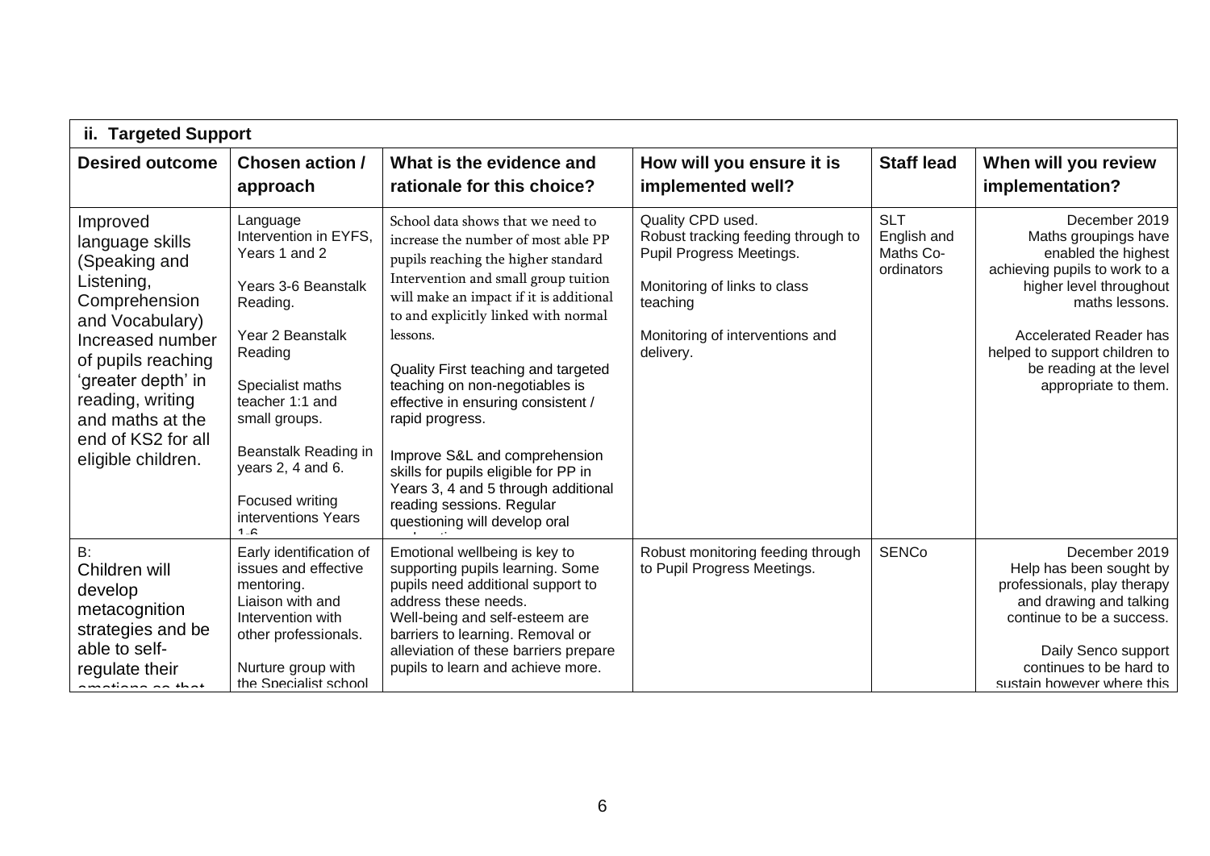| ii. Targeted Support | | | | | |
|---|---|---|---|---|---|
| **Desired outcome** | **Chosen action / approach** | **What is the evidence and rationale for this choice?** | **How will you ensure it is implemented well?** | **Staff lead** | **When will you review implementation?** |
| Improved language skills (Speaking and Listening, Comprehension and Vocabulary) Increased number of pupils reaching 'greater depth' in reading, writing and maths at the end of KS2 for all eligible children. | Language Intervention in EYFS, Years 1 and 2<br><br>Years 3-6 Beanstalk Reading.<br><br>Year 2 Beanstalk Reading<br><br>Specialist maths teacher 1:1 and small groups.<br><br>Beanstalk Reading in years 2, 4 and 6.<br><br>Focused writing interventions Years 1-6 | School data shows that we need to increase the number of most able PP pupils reaching the higher standard Intervention and small group tuition will make an impact if it is additional to and explicitly linked with normal lessons.<br><br>Quality First teaching and targeted teaching on non-negotiables is effective in ensuring consistent / rapid progress.<br><br>Improve S&L and comprehension skills for pupils eligible for PP in Years 3, 4 and 5 through additional reading sessions. Regular questioning will develop oral | Quality CPD used.<br>Robust tracking feeding through to Pupil Progress Meetings.<br><br>Monitoring of links to class teaching<br><br>Monitoring of interventions and delivery. | SLT English and Maths Co-ordinators | December 2019 Maths groupings have enabled the highest achieving pupils to work to a higher level throughout maths lessons.<br><br>Accelerated Reader has helped to support children to be reading at the level appropriate to them. |
| B: Children will develop metacognition strategies and be able to self-regulate their emotions so that | Early identification of issues and effective mentoring.<br>Liaison with and Intervention with other professionals.<br><br>Nurture group with the Specialist school | Emotional wellbeing is key to supporting pupils learning. Some pupils need additional support to address these needs.<br>Well-being and self-esteem are barriers to learning. Removal or alleviation of these barriers prepare pupils to learn and achieve more. | Robust monitoring feeding through to Pupil Progress Meetings. | SENCo | December 2019 Help has been sought by professionals, play therapy and drawing and talking continue to be a success.<br><br>Daily Senco support continues to be hard to sustain however where this |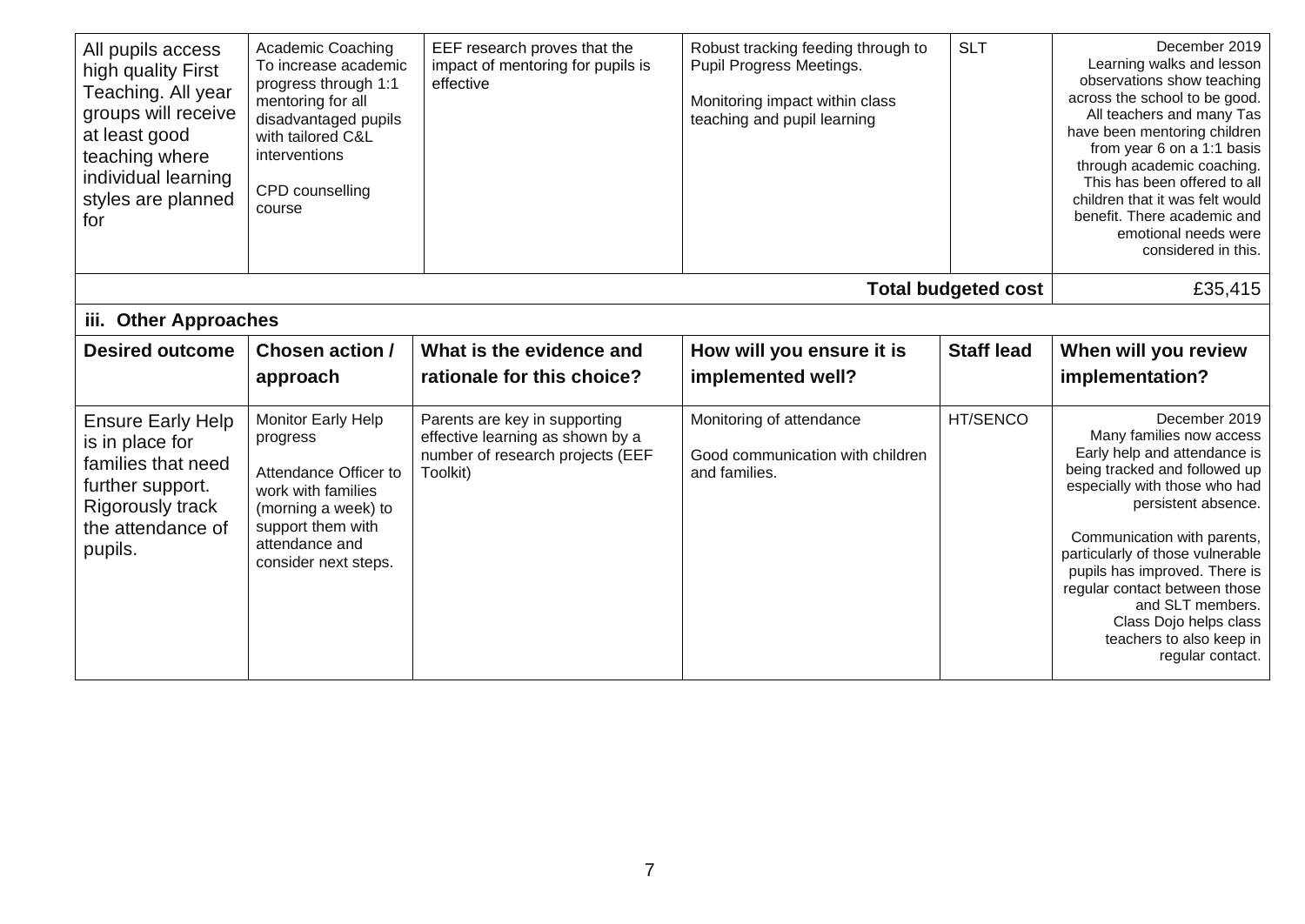| All pupils access high quality First Teaching. All year groups will receive at least good teaching where individual learning styles are planned for | Academic Coaching To increase academic progress through 1:1 mentoring for all disadvantaged pupils with tailored C&L interventions<br><br>CPD counselling course | EEF research proves that the impact of mentoring for pupils is effective | Robust tracking feeding through to Pupil Progress Meetings.<br><br>Monitoring impact within class teaching and pupil learning | SLT | December 2019<br>Learning walks and lesson observations show teaching across the school to be good. All teachers and many Tas have been mentoring children from year 6 on a 1:1 basis through academic coaching. This has been offered to all children that it was felt would benefit. There academic and emotional needs were considered in this. |
|---|---|---|---|---|---|
| | | | | **Total budgeted cost** | £35,415 |

**iii. Other Approaches**

| Desired outcome | Chosen action / approach | What is the evidence and rationale for this choice? | How will you ensure it is implemented well? | Staff lead | When will you review implementation? |
|---|---|---|---|---|---|
| Ensure Early Help is in place for families that need further support. Rigorously track the attendance of pupils. | Monitor Early Help progress<br><br>Attendance Officer to work with families (morning a week) to support them with attendance and consider next steps. | Parents are key in supporting effective learning as shown by a number of research projects (EEF Toolkit) | Monitoring of attendance<br><br>Good communication with children and families. | HT/SENCO | December 2019<br>Many families now access Early help and attendance is being tracked and followed up especially with those who had persistent absence.<br><br>Communication with parents, particularly of those vulnerable pupils has improved. There is regular contact between those and SLT members. Class Dojo helps class teachers to also keep in regular contact. |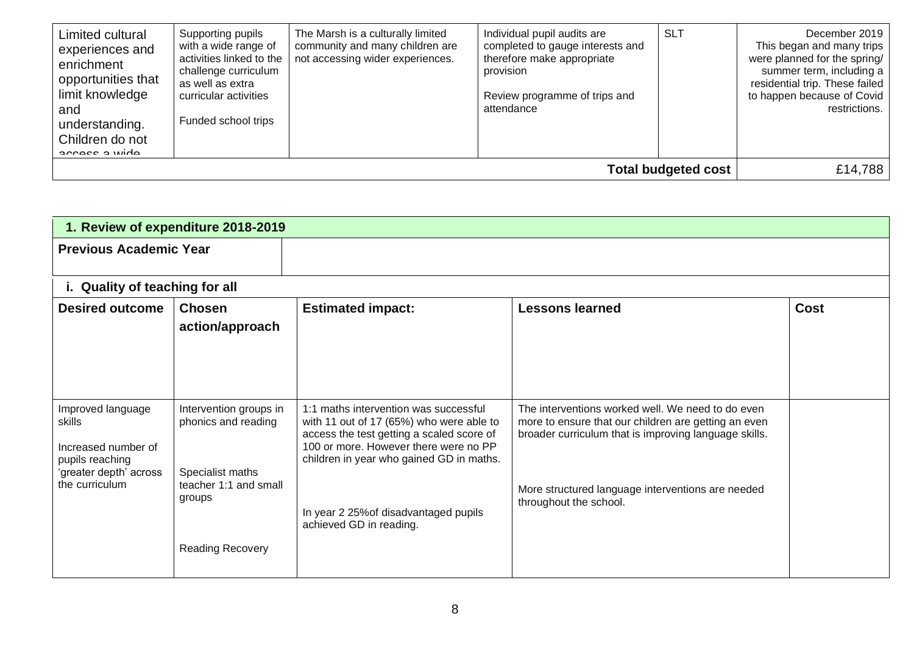| | | | | | |
|---|---|---|---|---|---|
| Limited cultural experiences and enrichment opportunities that limit knowledge and understanding. Children do not access a wide | Supporting pupils with a wide range of activities linked to the challenge curriculum as well as extra curricular activities<br><br>Funded school trips | The Marsh is a culturally limited community and many children are not accessing wider experiences. | Individual pupil audits are completed to gauge interests and therefore make appropriate provision<br><br>Review programme of trips and attendance | SLT | December 2019<br>This began and many trips were planned for the spring/ summer term, including a residential trip. These failed to happen because of Covid restrictions. |
| | | | | **Total budgeted cost** | £14,788 |

| **1. Review of expenditure 2018-2019** | | | | |
|---|---|---|---|---|
| **Previous Academic Year** | | | | |
| **i. Quality of teaching for all** | | | | |
| **Desired outcome** | **Chosen action/approach** | **Estimated impact:** | **Lessons learned** | **Cost** |
| Improved language skills<br><br>Increased number of pupils reaching 'greater depth' across the curriculum | Intervention groups in phonics and reading<br><br>Specialist maths teacher 1:1 and small groups<br><br>Reading Recovery | 1:1 maths intervention was successful with 11 out of 17 (65%) who were able to access the test getting a scaled score of 100 or more. However there were no PP children in year who gained GD in maths.<br><br>In year 2 25%of disadvantaged pupils achieved GD in reading. | The interventions worked well. We need to do even more to ensure that our children are getting an even broader curriculum that is improving language skills.<br><br>More structured language interventions are needed throughout the school. | |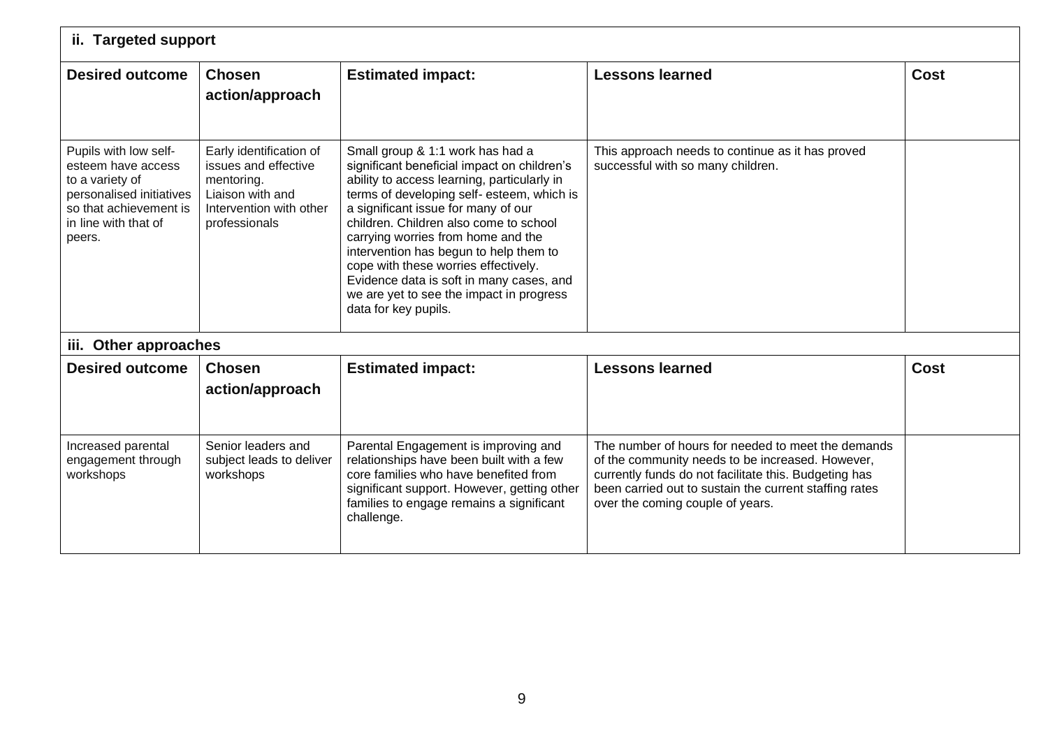### ii. Targeted support

| Desired outcome | Chosen action/approach | Estimated impact: | Lessons learned | Cost |
|---|---|---|---|---|
| Pupils with low self-esteem have access to a variety of personalised initiatives so that achievement is in line with that of peers. | Early identification of issues and effective mentoring. Liaison with and Intervention with other professionals | Small group & 1:1 work has had a significant beneficial impact on children's ability to access learning, particularly in terms of developing self- esteem, which is a significant issue for many of our children. Children also come to school carrying worries from home and the intervention has begun to help them to cope with these worries effectively. Evidence data is soft in many cases, and we are yet to see the impact in progress data for key pupils. | This approach needs to continue as it has proved successful with so many children. | |

### iii. Other approaches

| Desired outcome | Chosen action/approach | Estimated impact: | Lessons learned | Cost |
|---|---|---|---|---|
| Increased parental engagement through workshops | Senior leaders and subject leads to deliver workshops | Parental Engagement is improving and relationships have been built with a few core families who have benefited from significant support. However, getting other families to engage remains a significant challenge. | The number of hours for needed to meet the demands of the community needs to be increased. However, currently funds do not facilitate this. Budgeting has been carried out to sustain the current staffing rates over the coming couple of years. | |